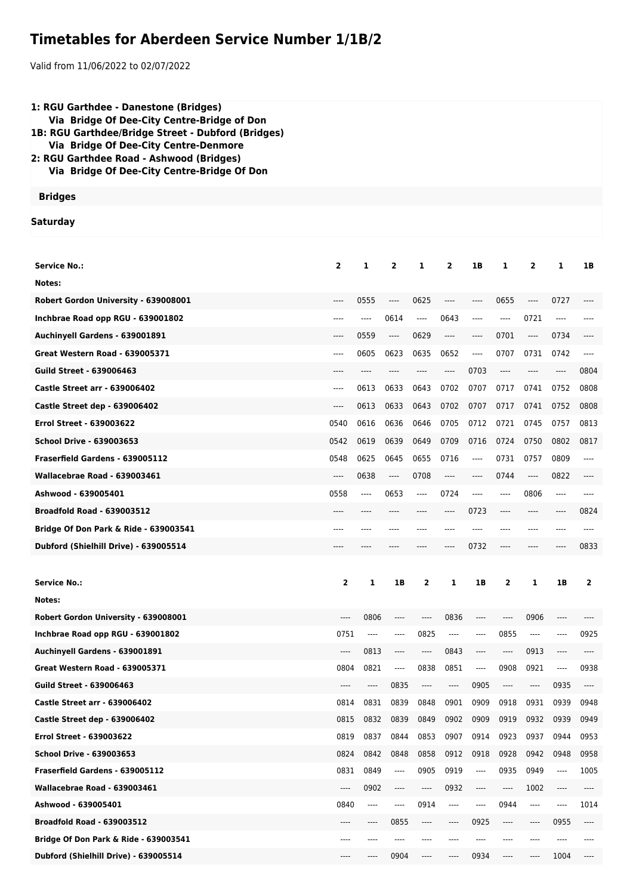# Timetables for Aberdeen Service Number 1/1B/2

Valid from 11/06/2022 to 02/07/2022

**1: RGU Garthdee - Danestone (Bridges)**
**Via Bridge Of Dee-City Centre-Bridge of Don**
**1B: RGU Garthdee/Bridge Street - Dubford (Bridges)**
**Via Bridge Of Dee-City Centre-Denmore**
**2: RGU Garthdee Road - Ashwood (Bridges)**
**Via Bridge Of Dee-City Centre-Bridge Of Don**

**Bridges**

**Saturday**

| Service No.: | 2 | 1 | 2 | 1 | 2 | 1B | 1 | 2 | 1 | 1B |
|---|---|---|---|---|---|---|---|---|---|---|
| Notes: | | | | | | | | | | |
| Robert Gordon University - 639008001 | ---- | 0555 | ---- | 0625 | ---- | ---- | 0655 | ---- | 0727 | ---- |
| Inchbrae Road opp RGU - 639001802 | ---- | ---- | 0614 | ---- | 0643 | ---- | ---- | 0721 | ---- | ---- |
| Auchinyell Gardens - 639001891 | ---- | 0559 | ---- | 0629 | ---- | ---- | 0701 | ---- | 0734 | ---- |
| Great Western Road - 639005371 | ---- | 0605 | 0623 | 0635 | 0652 | ---- | 0707 | 0731 | 0742 | ---- |
| Guild Street - 639006463 | ---- | ---- | ---- | ---- | ---- | 0703 | ---- | ---- | ---- | 0804 |
| Castle Street arr - 639006402 | ---- | 0613 | 0633 | 0643 | 0702 | 0707 | 0717 | 0741 | 0752 | 0808 |
| Castle Street dep - 639006402 | ---- | 0613 | 0633 | 0643 | 0702 | 0707 | 0717 | 0741 | 0752 | 0808 |
| Errol Street - 639003622 | 0540 | 0616 | 0636 | 0646 | 0705 | 0712 | 0721 | 0745 | 0757 | 0813 |
| School Drive - 639003653 | 0542 | 0619 | 0639 | 0649 | 0709 | 0716 | 0724 | 0750 | 0802 | 0817 |
| Fraserfield Gardens - 639005112 | 0548 | 0625 | 0645 | 0655 | 0716 | ---- | 0731 | 0757 | 0809 | ---- |
| Wallacebrae Road - 639003461 | ---- | 0638 | ---- | 0708 | ---- | ---- | 0744 | ---- | 0822 | ---- |
| Ashwood - 639005401 | 0558 | ---- | 0653 | ---- | 0724 | ---- | ---- | 0806 | ---- | ---- |
| Broadfold Road - 639003512 | ---- | ---- | ---- | ---- | ---- | 0723 | ---- | ---- | ---- | 0824 |
| Bridge Of Don Park & Ride - 639003541 | ---- | ---- | ---- | ---- | ---- | ---- | ---- | ---- | ---- | ---- |
| Dubford (Shielhill Drive) - 639005514 | ---- | ---- | ---- | ---- | ---- | 0732 | ---- | ---- | ---- | 0833 |

| Service No.: | 2 | 1 | 1B | 2 | 1 | 1B | 2 | 1 | 1B | 2 |
|---|---|---|---|---|---|---|---|---|---|---|
| Notes: | | | | | | | | | | |
| Robert Gordon University - 639008001 | ---- | 0806 | ---- | ---- | 0836 | ---- | ---- | 0906 | ---- | ---- |
| Inchbrae Road opp RGU - 639001802 | 0751 | ---- | ---- | 0825 | ---- | ---- | 0855 | ---- | ---- | 0925 |
| Auchinyell Gardens - 639001891 | ---- | 0813 | ---- | ---- | 0843 | ---- | ---- | 0913 | ---- | ---- |
| Great Western Road - 639005371 | 0804 | 0821 | ---- | 0838 | 0851 | ---- | 0908 | 0921 | ---- | 0938 |
| Guild Street - 639006463 | ---- | ---- | 0835 | ---- | ---- | 0905 | ---- | ---- | 0935 | ---- |
| Castle Street arr - 639006402 | 0814 | 0831 | 0839 | 0848 | 0901 | 0909 | 0918 | 0931 | 0939 | 0948 |
| Castle Street dep - 639006402 | 0815 | 0832 | 0839 | 0849 | 0902 | 0909 | 0919 | 0932 | 0939 | 0949 |
| Errol Street - 639003622 | 0819 | 0837 | 0844 | 0853 | 0907 | 0914 | 0923 | 0937 | 0944 | 0953 |
| School Drive - 639003653 | 0824 | 0842 | 0848 | 0858 | 0912 | 0918 | 0928 | 0942 | 0948 | 0958 |
| Fraserfield Gardens - 639005112 | 0831 | 0849 | ---- | 0905 | 0919 | ---- | 0935 | 0949 | ---- | 1005 |
| Wallacebrae Road - 639003461 | ---- | 0902 | ---- | ---- | 0932 | ---- | ---- | 1002 | ---- | ---- |
| Ashwood - 639005401 | 0840 | ---- | ---- | 0914 | ---- | ---- | 0944 | ---- | ---- | 1014 |
| Broadfold Road - 639003512 | ---- | ---- | 0855 | ---- | ---- | 0925 | ---- | ---- | 0955 | ---- |
| Bridge Of Don Park & Ride - 639003541 | ---- | ---- | ---- | ---- | ---- | ---- | ---- | ---- | ---- | ---- |
| Dubford (Shielhill Drive) - 639005514 | ---- | ---- | 0904 | ---- | ---- | 0934 | ---- | ---- | 1004 | ---- |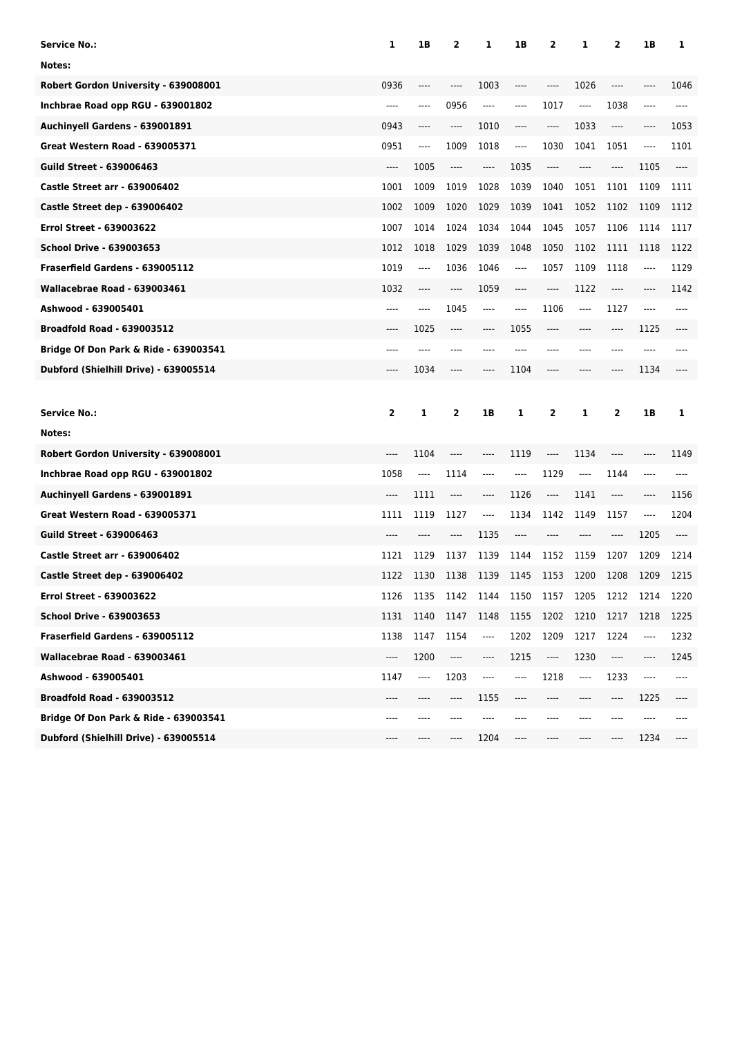| Service No.: | 1 | 1B | 2 | 1 | 1B | 2 | 1 | 2 | 1B | 1 |
|---|---|---|---|---|---|---|---|---|---|---|
| Notes: | | | | | | | | | | |
| Robert Gordon University - 639008001 | 0936 | ---- | ---- | 1003 | ---- | ---- | 1026 | ---- | ---- | 1046 |
| Inchbrae Road opp RGU - 639001802 | ---- | ---- | 0956 | ---- | ---- | 1017 | ---- | 1038 | ---- | ---- |
| Auchinyell Gardens - 639001891 | 0943 | ---- | ---- | 1010 | ---- | ---- | 1033 | ---- | ---- | 1053 |
| Great Western Road - 639005371 | 0951 | ---- | 1009 | 1018 | ---- | 1030 | 1041 | 1051 | ---- | 1101 |
| Guild Street - 639006463 | ---- | 1005 | ---- | ---- | 1035 | ---- | ---- | ---- | 1105 | ---- |
| Castle Street arr - 639006402 | 1001 | 1009 | 1019 | 1028 | 1039 | 1040 | 1051 | 1101 | 1109 | 1111 |
| Castle Street dep - 639006402 | 1002 | 1009 | 1020 | 1029 | 1039 | 1041 | 1052 | 1102 | 1109 | 1112 |
| Errol Street - 639003622 | 1007 | 1014 | 1024 | 1034 | 1044 | 1045 | 1057 | 1106 | 1114 | 1117 |
| School Drive - 639003653 | 1012 | 1018 | 1029 | 1039 | 1048 | 1050 | 1102 | 1111 | 1118 | 1122 |
| Fraserfield Gardens - 639005112 | 1019 | ---- | 1036 | 1046 | ---- | 1057 | 1109 | 1118 | ---- | 1129 |
| Wallacebrae Road - 639003461 | 1032 | ---- | ---- | 1059 | ---- | ---- | 1122 | ---- | ---- | 1142 |
| Ashwood - 639005401 | ---- | ---- | 1045 | ---- | ---- | 1106 | ---- | 1127 | ---- | ---- |
| Broadfold Road - 639003512 | ---- | 1025 | ---- | ---- | 1055 | ---- | ---- | ---- | 1125 | ---- |
| Bridge Of Don Park & Ride - 639003541 | ---- | ---- | ---- | ---- | ---- | ---- | ---- | ---- | ---- | ---- |
| Dubford (Shielhill Drive) - 639005514 | ---- | 1034 | ---- | ---- | 1104 | ---- | ---- | ---- | 1134 | ---- |

| Service No.: | 2 | 1 | 2 | 1B | 1 | 2 | 1 | 2 | 1B | 1 |
|---|---|---|---|---|---|---|---|---|---|---|
| Notes: | | | | | | | | | | |
| Robert Gordon University - 639008001 | ---- | 1104 | ---- | ---- | 1119 | ---- | 1134 | ---- | ---- | 1149 |
| Inchbrae Road opp RGU - 639001802 | 1058 | ---- | 1114 | ---- | ---- | 1129 | ---- | 1144 | ---- | ---- |
| Auchinyell Gardens - 639001891 | ---- | 1111 | ---- | ---- | 1126 | ---- | 1141 | ---- | ---- | 1156 |
| Great Western Road - 639005371 | 1111 | 1119 | 1127 | ---- | 1134 | 1142 | 1149 | 1157 | ---- | 1204 |
| Guild Street - 639006463 | ---- | ---- | ---- | 1135 | ---- | ---- | ---- | ---- | 1205 | ---- |
| Castle Street arr - 639006402 | 1121 | 1129 | 1137 | 1139 | 1144 | 1152 | 1159 | 1207 | 1209 | 1214 |
| Castle Street dep - 639006402 | 1122 | 1130 | 1138 | 1139 | 1145 | 1153 | 1200 | 1208 | 1209 | 1215 |
| Errol Street - 639003622 | 1126 | 1135 | 1142 | 1144 | 1150 | 1157 | 1205 | 1212 | 1214 | 1220 |
| School Drive - 639003653 | 1131 | 1140 | 1147 | 1148 | 1155 | 1202 | 1210 | 1217 | 1218 | 1225 |
| Fraserfield Gardens - 639005112 | 1138 | 1147 | 1154 | ---- | 1202 | 1209 | 1217 | 1224 | ---- | 1232 |
| Wallacebrae Road - 639003461 | ---- | 1200 | ---- | ---- | 1215 | ---- | 1230 | ---- | ---- | 1245 |
| Ashwood - 639005401 | 1147 | ---- | 1203 | ---- | ---- | 1218 | ---- | 1233 | ---- | ---- |
| Broadfold Road - 639003512 | ---- | ---- | ---- | 1155 | ---- | ---- | ---- | ---- | 1225 | ---- |
| Bridge Of Don Park & Ride - 639003541 | ---- | ---- | ---- | ---- | ---- | ---- | ---- | ---- | ---- | ---- |
| Dubford (Shielhill Drive) - 639005514 | ---- | ---- | ---- | 1204 | ---- | ---- | ---- | ---- | 1234 | ---- |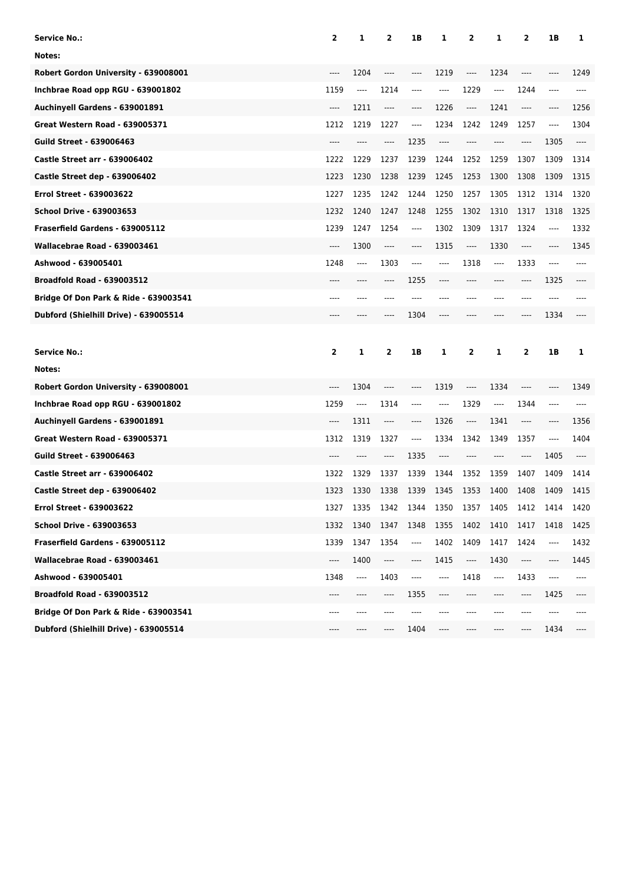| Service No.: | 2 | 1 | 2 | 1B | 1 | 2 | 1 | 2 | 1B | 1 |
|---|---|---|---|---|---|---|---|---|---|---|
| Notes: | | | | | | | | | | |
| Robert Gordon University - 639008001 | ---- | 1204 | ---- | ---- | 1219 | ---- | 1234 | ---- | ---- | 1249 |
| Inchbrae Road opp RGU - 639001802 | 1159 | ---- | 1214 | ---- | ---- | 1229 | ---- | 1244 | ---- | ---- |
| Auchinyell Gardens - 639001891 | ---- | 1211 | ---- | ---- | 1226 | ---- | 1241 | ---- | ---- | 1256 |
| Great Western Road - 639005371 | 1212 | 1219 | 1227 | ---- | 1234 | 1242 | 1249 | 1257 | ---- | 1304 |
| Guild Street - 639006463 | ---- | ---- | ---- | 1235 | ---- | ---- | ---- | ---- | 1305 | ---- |
| Castle Street arr - 639006402 | 1222 | 1229 | 1237 | 1239 | 1244 | 1252 | 1259 | 1307 | 1309 | 1314 |
| Castle Street dep - 639006402 | 1223 | 1230 | 1238 | 1239 | 1245 | 1253 | 1300 | 1308 | 1309 | 1315 |
| Errol Street - 639003622 | 1227 | 1235 | 1242 | 1244 | 1250 | 1257 | 1305 | 1312 | 1314 | 1320 |
| School Drive - 639003653 | 1232 | 1240 | 1247 | 1248 | 1255 | 1302 | 1310 | 1317 | 1318 | 1325 |
| Fraserfield Gardens - 639005112 | 1239 | 1247 | 1254 | ---- | 1302 | 1309 | 1317 | 1324 | ---- | 1332 |
| Wallacebrae Road - 639003461 | ---- | 1300 | ---- | ---- | 1315 | ---- | 1330 | ---- | ---- | 1345 |
| Ashwood - 639005401 | 1248 | ---- | 1303 | ---- | ---- | 1318 | ---- | 1333 | ---- | ---- |
| Broadfold Road - 639003512 | ---- | ---- | ---- | 1255 | ---- | ---- | ---- | ---- | 1325 | ---- |
| Bridge Of Don Park & Ride - 639003541 | ---- | ---- | ---- | ---- | ---- | ---- | ---- | ---- | ---- | ---- |
| Dubford (Shielhill Drive) - 639005514 | ---- | ---- | ---- | 1304 | ---- | ---- | ---- | ---- | 1334 | ---- |

| Service No.: | 2 | 1 | 2 | 1B | 1 | 2 | 1 | 2 | 1B | 1 |
|---|---|---|---|---|---|---|---|---|---|---|
| Notes: | | | | | | | | | | |
| Robert Gordon University - 639008001 | ---- | 1304 | ---- | ---- | 1319 | ---- | 1334 | ---- | ---- | 1349 |
| Inchbrae Road opp RGU - 639001802 | 1259 | ---- | 1314 | ---- | ---- | 1329 | ---- | 1344 | ---- | ---- |
| Auchinyell Gardens - 639001891 | ---- | 1311 | ---- | ---- | 1326 | ---- | 1341 | ---- | ---- | 1356 |
| Great Western Road - 639005371 | 1312 | 1319 | 1327 | ---- | 1334 | 1342 | 1349 | 1357 | ---- | 1404 |
| Guild Street - 639006463 | ---- | ---- | ---- | 1335 | ---- | ---- | ---- | ---- | 1405 | ---- |
| Castle Street arr - 639006402 | 1322 | 1329 | 1337 | 1339 | 1344 | 1352 | 1359 | 1407 | 1409 | 1414 |
| Castle Street dep - 639006402 | 1323 | 1330 | 1338 | 1339 | 1345 | 1353 | 1400 | 1408 | 1409 | 1415 |
| Errol Street - 639003622 | 1327 | 1335 | 1342 | 1344 | 1350 | 1357 | 1405 | 1412 | 1414 | 1420 |
| School Drive - 639003653 | 1332 | 1340 | 1347 | 1348 | 1355 | 1402 | 1410 | 1417 | 1418 | 1425 |
| Fraserfield Gardens - 639005112 | 1339 | 1347 | 1354 | ---- | 1402 | 1409 | 1417 | 1424 | ---- | 1432 |
| Wallacebrae Road - 639003461 | ---- | 1400 | ---- | ---- | 1415 | ---- | 1430 | ---- | ---- | 1445 |
| Ashwood - 639005401 | 1348 | ---- | 1403 | ---- | ---- | 1418 | ---- | 1433 | ---- | ---- |
| Broadfold Road - 639003512 | ---- | ---- | ---- | 1355 | ---- | ---- | ---- | ---- | 1425 | ---- |
| Bridge Of Don Park & Ride - 639003541 | ---- | ---- | ---- | ---- | ---- | ---- | ---- | ---- | ---- | ---- |
| Dubford (Shielhill Drive) - 639005514 | ---- | ---- | ---- | 1404 | ---- | ---- | ---- | ---- | 1434 | ---- |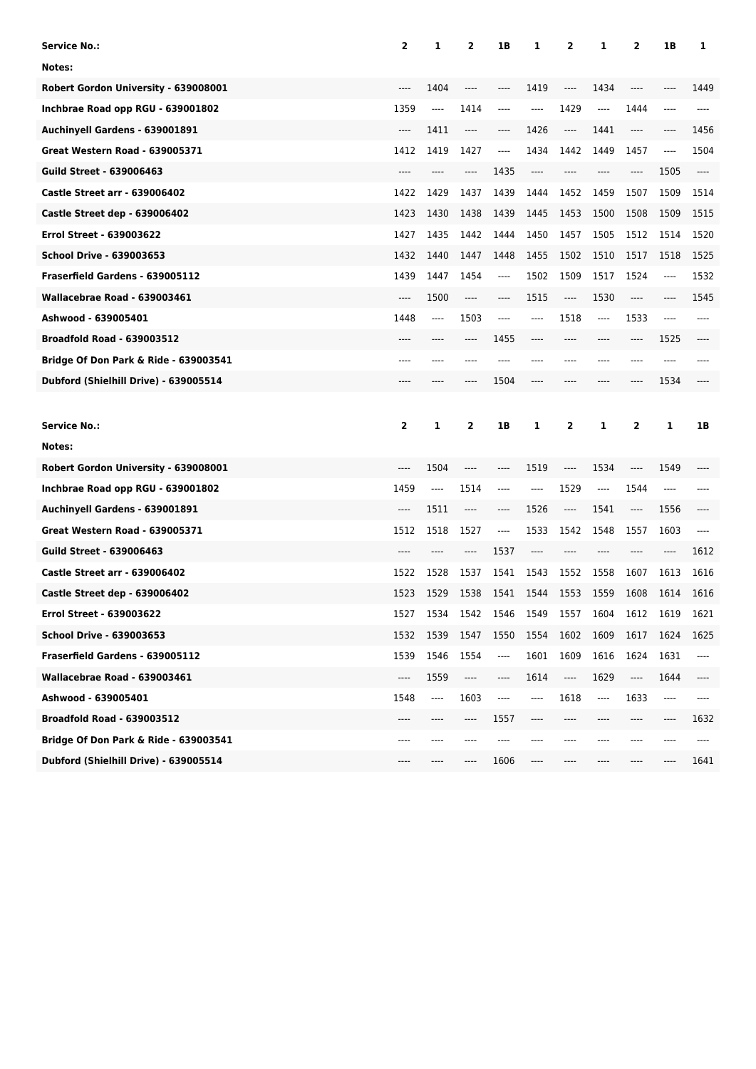| Service No.: | 2 | 1 | 2 | 1B | 1 | 2 | 1 | 2 | 1B | 1 |
|---|---|---|---|---|---|---|---|---|---|---|
| Notes: | | | | | | | | | | |
| Robert Gordon University - 639008001 | ---- | 1404 | ---- | ---- | 1419 | ---- | 1434 | ---- | ---- | 1449 |
| Inchbrae Road opp RGU - 639001802 | 1359 | ---- | 1414 | ---- | ---- | 1429 | ---- | 1444 | ---- | ---- |
| Auchinyell Gardens - 639001891 | ---- | 1411 | ---- | ---- | 1426 | ---- | 1441 | ---- | ---- | 1456 |
| Great Western Road - 639005371 | 1412 | 1419 | 1427 | ---- | 1434 | 1442 | 1449 | 1457 | ---- | 1504 |
| Guild Street - 639006463 | ---- | ---- | ---- | 1435 | ---- | ---- | ---- | ---- | 1505 | ---- |
| Castle Street arr - 639006402 | 1422 | 1429 | 1437 | 1439 | 1444 | 1452 | 1459 | 1507 | 1509 | 1514 |
| Castle Street dep - 639006402 | 1423 | 1430 | 1438 | 1439 | 1445 | 1453 | 1500 | 1508 | 1509 | 1515 |
| Errol Street - 639003622 | 1427 | 1435 | 1442 | 1444 | 1450 | 1457 | 1505 | 1512 | 1514 | 1520 |
| School Drive - 639003653 | 1432 | 1440 | 1447 | 1448 | 1455 | 1502 | 1510 | 1517 | 1518 | 1525 |
| Fraserfield Gardens - 639005112 | 1439 | 1447 | 1454 | ---- | 1502 | 1509 | 1517 | 1524 | ---- | 1532 |
| Wallacebrae Road - 639003461 | ---- | 1500 | ---- | ---- | 1515 | ---- | 1530 | ---- | ---- | 1545 |
| Ashwood - 639005401 | 1448 | ---- | 1503 | ---- | ---- | 1518 | ---- | 1533 | ---- | ---- |
| Broadfold Road - 639003512 | ---- | ---- | ---- | 1455 | ---- | ---- | ---- | ---- | 1525 | ---- |
| Bridge Of Don Park & Ride - 639003541 | ---- | ---- | ---- | ---- | ---- | ---- | ---- | ---- | ---- | ---- |
| Dubford (Shielhill Drive) - 639005514 | ---- | ---- | ---- | 1504 | ---- | ---- | ---- | ---- | 1534 | ---- |

| Service No.: | 2 | 1 | 2 | 1B | 1 | 2 | 1 | 2 | 1 | 1B |
|---|---|---|---|---|---|---|---|---|---|---|
| Notes: | | | | | | | | | | |
| Robert Gordon University - 639008001 | ---- | 1504 | ---- | ---- | 1519 | ---- | 1534 | ---- | 1549 | ---- |
| Inchbrae Road opp RGU - 639001802 | 1459 | ---- | 1514 | ---- | ---- | 1529 | ---- | 1544 | ---- | ---- |
| Auchinyell Gardens - 639001891 | ---- | 1511 | ---- | ---- | 1526 | ---- | 1541 | ---- | 1556 | ---- |
| Great Western Road - 639005371 | 1512 | 1518 | 1527 | ---- | 1533 | 1542 | 1548 | 1557 | 1603 | ---- |
| Guild Street - 639006463 | ---- | ---- | ---- | 1537 | ---- | ---- | ---- | ---- | ---- | 1612 |
| Castle Street arr - 639006402 | 1522 | 1528 | 1537 | 1541 | 1543 | 1552 | 1558 | 1607 | 1613 | 1616 |
| Castle Street dep - 639006402 | 1523 | 1529 | 1538 | 1541 | 1544 | 1553 | 1559 | 1608 | 1614 | 1616 |
| Errol Street - 639003622 | 1527 | 1534 | 1542 | 1546 | 1549 | 1557 | 1604 | 1612 | 1619 | 1621 |
| School Drive - 639003653 | 1532 | 1539 | 1547 | 1550 | 1554 | 1602 | 1609 | 1617 | 1624 | 1625 |
| Fraserfield Gardens - 639005112 | 1539 | 1546 | 1554 | ---- | 1601 | 1609 | 1616 | 1624 | 1631 | ---- |
| Wallacebrae Road - 639003461 | ---- | 1559 | ---- | ---- | 1614 | ---- | 1629 | ---- | 1644 | ---- |
| Ashwood - 639005401 | 1548 | ---- | 1603 | ---- | ---- | 1618 | ---- | 1633 | ---- | ---- |
| Broadfold Road - 639003512 | ---- | ---- | ---- | 1557 | ---- | ---- | ---- | ---- | ---- | 1632 |
| Bridge Of Don Park & Ride - 639003541 | ---- | ---- | ---- | ---- | ---- | ---- | ---- | ---- | ---- | ---- |
| Dubford (Shielhill Drive) - 639005514 | ---- | ---- | ---- | 1606 | ---- | ---- | ---- | ---- | ---- | 1641 |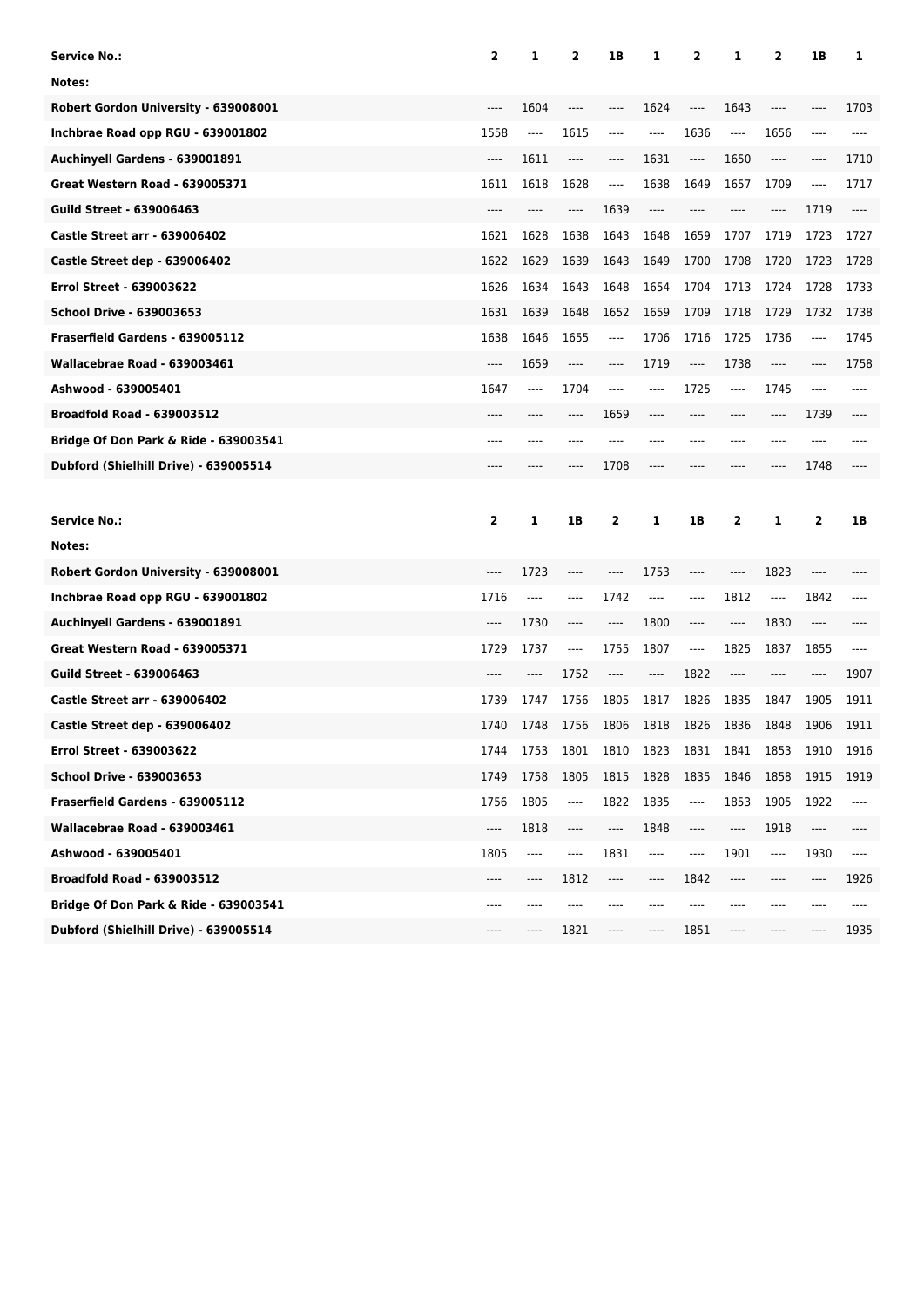| Service No.: | 2 | 1 | 2 | 1B | 1 | 2 | 1 | 2 | 1B | 1 |
|---|---|---|---|---|---|---|---|---|---|---|
| Notes: | | | | | | | | | | |
| Robert Gordon University - 639008001 | ---- | 1604 | ---- | ---- | 1624 | ---- | 1643 | ---- | ---- | 1703 |
| Inchbrae Road opp RGU - 639001802 | 1558 | ---- | 1615 | ---- | ---- | 1636 | ---- | 1656 | ---- | ---- |
| Auchinyell Gardens - 639001891 | ---- | 1611 | ---- | ---- | 1631 | ---- | 1650 | ---- | ---- | 1710 |
| Great Western Road - 639005371 | 1611 | 1618 | 1628 | ---- | 1638 | 1649 | 1657 | 1709 | ---- | 1717 |
| Guild Street - 639006463 | ---- | ---- | ---- | 1639 | ---- | ---- | ---- | ---- | 1719 | ---- |
| Castle Street arr - 639006402 | 1621 | 1628 | 1638 | 1643 | 1648 | 1659 | 1707 | 1719 | 1723 | 1727 |
| Castle Street dep - 639006402 | 1622 | 1629 | 1639 | 1643 | 1649 | 1700 | 1708 | 1720 | 1723 | 1728 |
| Errol Street - 639003622 | 1626 | 1634 | 1643 | 1648 | 1654 | 1704 | 1713 | 1724 | 1728 | 1733 |
| School Drive - 639003653 | 1631 | 1639 | 1648 | 1652 | 1659 | 1709 | 1718 | 1729 | 1732 | 1738 |
| Fraserfield Gardens - 639005112 | 1638 | 1646 | 1655 | ---- | 1706 | 1716 | 1725 | 1736 | ---- | 1745 |
| Wallacebrae Road - 639003461 | ---- | 1659 | ---- | ---- | 1719 | ---- | 1738 | ---- | ---- | 1758 |
| Ashwood - 639005401 | 1647 | ---- | 1704 | ---- | ---- | 1725 | ---- | 1745 | ---- | ---- |
| Broadfold Road - 639003512 | ---- | ---- | ---- | 1659 | ---- | ---- | ---- | ---- | 1739 | ---- |
| Bridge Of Don Park & Ride - 639003541 | ---- | ---- | ---- | ---- | ---- | ---- | ---- | ---- | ---- | ---- |
| Dubford (Shielhill Drive) - 639005514 | ---- | ---- | ---- | 1708 | ---- | ---- | ---- | ---- | 1748 | ---- |

| Service No.: | 2 | 1 | 1B | 2 | 1 | 1B | 2 | 1 | 2 | 1B |
|---|---|---|---|---|---|---|---|---|---|---|
| Notes: | | | | | | | | | | |
| Robert Gordon University - 639008001 | ---- | 1723 | ---- | ---- | 1753 | ---- | ---- | 1823 | ---- | ---- |
| Inchbrae Road opp RGU - 639001802 | 1716 | ---- | ---- | 1742 | ---- | ---- | 1812 | ---- | 1842 | ---- |
| Auchinyell Gardens - 639001891 | ---- | 1730 | ---- | ---- | 1800 | ---- | ---- | 1830 | ---- | ---- |
| Great Western Road - 639005371 | 1729 | 1737 | ---- | 1755 | 1807 | ---- | 1825 | 1837 | 1855 | ---- |
| Guild Street - 639006463 | ---- | ---- | 1752 | ---- | ---- | 1822 | ---- | ---- | ---- | 1907 |
| Castle Street arr - 639006402 | 1739 | 1747 | 1756 | 1805 | 1817 | 1826 | 1835 | 1847 | 1905 | 1911 |
| Castle Street dep - 639006402 | 1740 | 1748 | 1756 | 1806 | 1818 | 1826 | 1836 | 1848 | 1906 | 1911 |
| Errol Street - 639003622 | 1744 | 1753 | 1801 | 1810 | 1823 | 1831 | 1841 | 1853 | 1910 | 1916 |
| School Drive - 639003653 | 1749 | 1758 | 1805 | 1815 | 1828 | 1835 | 1846 | 1858 | 1915 | 1919 |
| Fraserfield Gardens - 639005112 | 1756 | 1805 | ---- | 1822 | 1835 | ---- | 1853 | 1905 | 1922 | ---- |
| Wallacebrae Road - 639003461 | ---- | 1818 | ---- | ---- | 1848 | ---- | ---- | 1918 | ---- | ---- |
| Ashwood - 639005401 | 1805 | ---- | ---- | 1831 | ---- | ---- | 1901 | ---- | 1930 | ---- |
| Broadfold Road - 639003512 | ---- | ---- | 1812 | ---- | ---- | 1842 | ---- | ---- | ---- | 1926 |
| Bridge Of Don Park & Ride - 639003541 | ---- | ---- | ---- | ---- | ---- | ---- | ---- | ---- | ---- | ---- |
| Dubford (Shielhill Drive) - 639005514 | ---- | ---- | 1821 | ---- | ---- | 1851 | ---- | ---- | ---- | 1935 |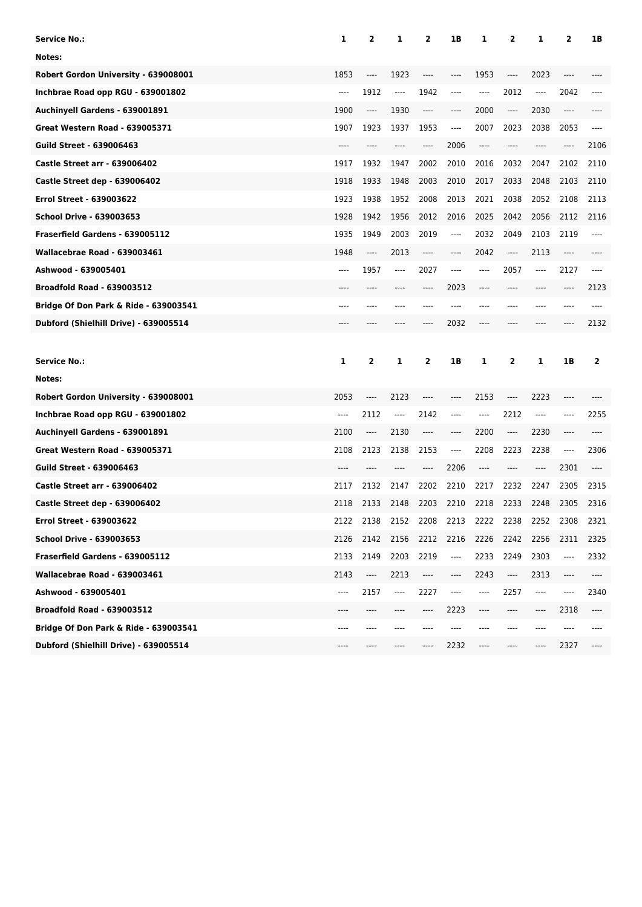| Service No.: | 1 | 2 | 1 | 2 | 1B | 1 | 2 | 1 | 2 | 1B |
|---|---|---|---|---|---|---|---|---|---|---|
| Notes: | | | | | | | | | | |
| Robert Gordon University - 639008001 | 1853 | ---- | 1923 | ---- | ---- | 1953 | ---- | 2023 | ---- | ---- |
| Inchbrae Road opp RGU - 639001802 | ---- | 1912 | ---- | 1942 | ---- | ---- | 2012 | ---- | 2042 | ---- |
| Auchinyell Gardens - 639001891 | 1900 | ---- | 1930 | ---- | ---- | 2000 | ---- | 2030 | ---- | ---- |
| Great Western Road - 639005371 | 1907 | 1923 | 1937 | 1953 | ---- | 2007 | 2023 | 2038 | 2053 | ---- |
| Guild Street - 639006463 | ---- | ---- | ---- | ---- | 2006 | ---- | ---- | ---- | ---- | 2106 |
| Castle Street arr - 639006402 | 1917 | 1932 | 1947 | 2002 | 2010 | 2016 | 2032 | 2047 | 2102 | 2110 |
| Castle Street dep - 639006402 | 1918 | 1933 | 1948 | 2003 | 2010 | 2017 | 2033 | 2048 | 2103 | 2110 |
| Errol Street - 639003622 | 1923 | 1938 | 1952 | 2008 | 2013 | 2021 | 2038 | 2052 | 2108 | 2113 |
| School Drive - 639003653 | 1928 | 1942 | 1956 | 2012 | 2016 | 2025 | 2042 | 2056 | 2112 | 2116 |
| Fraserfield Gardens - 639005112 | 1935 | 1949 | 2003 | 2019 | ---- | 2032 | 2049 | 2103 | 2119 | ---- |
| Wallacebrae Road - 639003461 | 1948 | ---- | 2013 | ---- | ---- | 2042 | ---- | 2113 | ---- | ---- |
| Ashwood - 639005401 | ---- | 1957 | ---- | 2027 | ---- | ---- | 2057 | ---- | 2127 | ---- |
| Broadfold Road - 639003512 | ---- | ---- | ---- | ---- | 2023 | ---- | ---- | ---- | ---- | 2123 |
| Bridge Of Don Park & Ride - 639003541 | ---- | ---- | ---- | ---- | ---- | ---- | ---- | ---- | ---- | ---- |
| Dubford (Shielhill Drive) - 639005514 | ---- | ---- | ---- | ---- | 2032 | ---- | ---- | ---- | ---- | 2132 |

| Service No.: | 1 | 2 | 1 | 2 | 1B | 1 | 2 | 1 | 1B | 2 |
|---|---|---|---|---|---|---|---|---|---|---|
| Notes: | | | | | | | | | | |
| Robert Gordon University - 639008001 | 2053 | ---- | 2123 | ---- | ---- | 2153 | ---- | 2223 | ---- | ---- |
| Inchbrae Road opp RGU - 639001802 | ---- | 2112 | ---- | 2142 | ---- | ---- | 2212 | ---- | ---- | 2255 |
| Auchinyell Gardens - 639001891 | 2100 | ---- | 2130 | ---- | ---- | 2200 | ---- | 2230 | ---- | ---- |
| Great Western Road - 639005371 | 2108 | 2123 | 2138 | 2153 | ---- | 2208 | 2223 | 2238 | ---- | 2306 |
| Guild Street - 639006463 | ---- | ---- | ---- | ---- | 2206 | ---- | ---- | ---- | 2301 | ---- |
| Castle Street arr - 639006402 | 2117 | 2132 | 2147 | 2202 | 2210 | 2217 | 2232 | 2247 | 2305 | 2315 |
| Castle Street dep - 639006402 | 2118 | 2133 | 2148 | 2203 | 2210 | 2218 | 2233 | 2248 | 2305 | 2316 |
| Errol Street - 639003622 | 2122 | 2138 | 2152 | 2208 | 2213 | 2222 | 2238 | 2252 | 2308 | 2321 |
| School Drive - 639003653 | 2126 | 2142 | 2156 | 2212 | 2216 | 2226 | 2242 | 2256 | 2311 | 2325 |
| Fraserfield Gardens - 639005112 | 2133 | 2149 | 2203 | 2219 | ---- | 2233 | 2249 | 2303 | ---- | 2332 |
| Wallacebrae Road - 639003461 | 2143 | ---- | 2213 | ---- | ---- | 2243 | ---- | 2313 | ---- | ---- |
| Ashwood - 639005401 | ---- | 2157 | ---- | 2227 | ---- | ---- | 2257 | ---- | ---- | 2340 |
| Broadfold Road - 639003512 | ---- | ---- | ---- | ---- | 2223 | ---- | ---- | ---- | 2318 | ---- |
| Bridge Of Don Park & Ride - 639003541 | ---- | ---- | ---- | ---- | ---- | ---- | ---- | ---- | ---- | ---- |
| Dubford (Shielhill Drive) - 639005514 | ---- | ---- | ---- | ---- | 2232 | ---- | ---- | ---- | 2327 | ---- |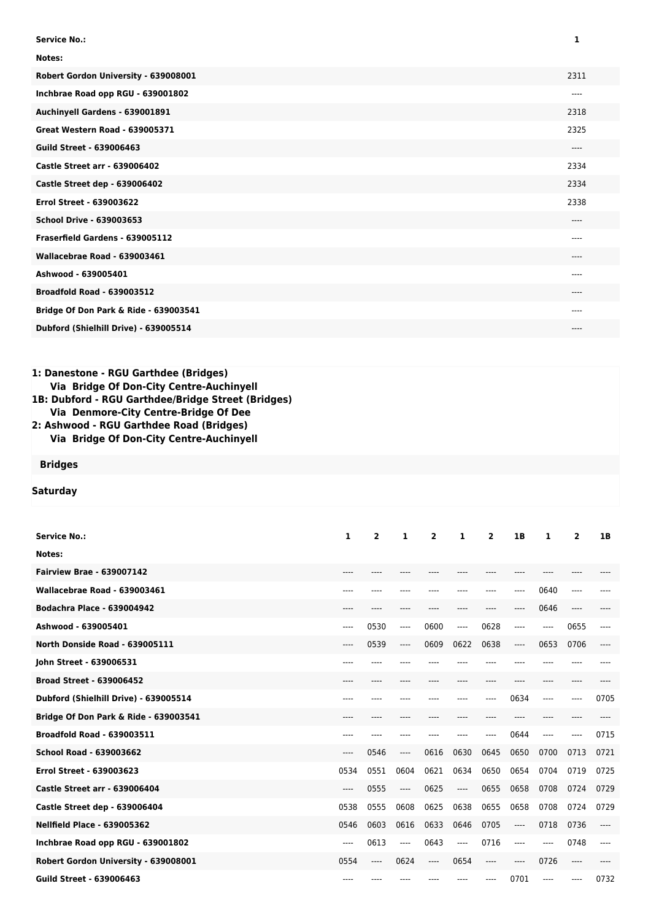| Service No.: | 1 |
|---|---|
| Notes: | |
| Robert Gordon University - 639008001 | 2311 |
| Inchbrae Road opp RGU - 639001802 | ---- |
| Auchinyell Gardens - 639001891 | 2318 |
| Great Western Road - 639005371 | 2325 |
| Guild Street - 639006463 | ---- |
| Castle Street arr - 639006402 | 2334 |
| Castle Street dep - 639006402 | 2334 |
| Errol Street - 639003622 | 2338 |
| School Drive - 639003653 | ---- |
| Fraserfield Gardens - 639005112 | ---- |
| Wallacebrae Road - 639003461 | ---- |
| Ashwood - 639005401 | ---- |
| Broadfold Road - 639003512 | ---- |
| Bridge Of Don Park & Ride - 639003541 | ---- |
| Dubford (Shielhill Drive) - 639005514 | ---- |

**1: Danestone - RGU Garthdee (Bridges)**
**Via Bridge Of Don-City Centre-Auchinyell**
**1B: Dubford - RGU Garthdee/Bridge Street (Bridges)**
**Via Denmore-City Centre-Bridge Of Dee**
**2: Ashwood - RGU Garthdee Road (Bridges)**
**Via Bridge Of Don-City Centre-Auchinyell**

**Bridges**

**Saturday**

| Service No.: | 1 | 2 | 1 | 2 | 1 | 2 | 1B | 1 | 2 | 1B |
|---|---|---|---|---|---|---|---|---|---|---|
| Notes: | | | | | | | | | | |
| Fairview Brae - 639007142 | ---- | ---- | ---- | ---- | ---- | ---- | ---- | ---- | ---- | ---- |
| Wallacebrae Road - 639003461 | ---- | ---- | ---- | ---- | ---- | ---- | ---- | 0640 | ---- | ---- |
| Bodachra Place - 639004942 | ---- | ---- | ---- | ---- | ---- | ---- | ---- | 0646 | ---- | ---- |
| Ashwood - 639005401 | ---- | 0530 | ---- | 0600 | ---- | 0628 | ---- | ---- | 0655 | ---- |
| North Donside Road - 639005111 | ---- | 0539 | ---- | 0609 | 0622 | 0638 | ---- | 0653 | 0706 | ---- |
| John Street - 639006531 | ---- | ---- | ---- | ---- | ---- | ---- | ---- | ---- | ---- | ---- |
| Broad Street - 639006452 | ---- | ---- | ---- | ---- | ---- | ---- | ---- | ---- | ---- | ---- |
| Dubford (Shielhill Drive) - 639005514 | ---- | ---- | ---- | ---- | ---- | ---- | 0634 | ---- | ---- | 0705 |
| Bridge Of Don Park & Ride - 639003541 | ---- | ---- | ---- | ---- | ---- | ---- | ---- | ---- | ---- | ---- |
| Broadfold Road - 639003511 | ---- | ---- | ---- | ---- | ---- | ---- | 0644 | ---- | ---- | 0715 |
| School Road - 639003662 | ---- | 0546 | ---- | 0616 | 0630 | 0645 | 0650 | 0700 | 0713 | 0721 |
| Errol Street - 639003623 | 0534 | 0551 | 0604 | 0621 | 0634 | 0650 | 0654 | 0704 | 0719 | 0725 |
| Castle Street arr - 639006404 | ---- | 0555 | ---- | 0625 | ---- | 0655 | 0658 | 0708 | 0724 | 0729 |
| Castle Street dep - 639006404 | 0538 | 0555 | 0608 | 0625 | 0638 | 0655 | 0658 | 0708 | 0724 | 0729 |
| Nellfield Place - 639005362 | 0546 | 0603 | 0616 | 0633 | 0646 | 0705 | ---- | 0718 | 0736 | ---- |
| Inchbrae Road opp RGU - 639001802 | ---- | 0613 | ---- | 0643 | ---- | 0716 | ---- | ---- | 0748 | ---- |
| Robert Gordon University - 639008001 | 0554 | ---- | 0624 | ---- | 0654 | ---- | ---- | 0726 | ---- | ---- |
| Guild Street - 639006463 | ---- | ---- | ---- | ---- | ---- | ---- | 0701 | ---- | ---- | 0732 |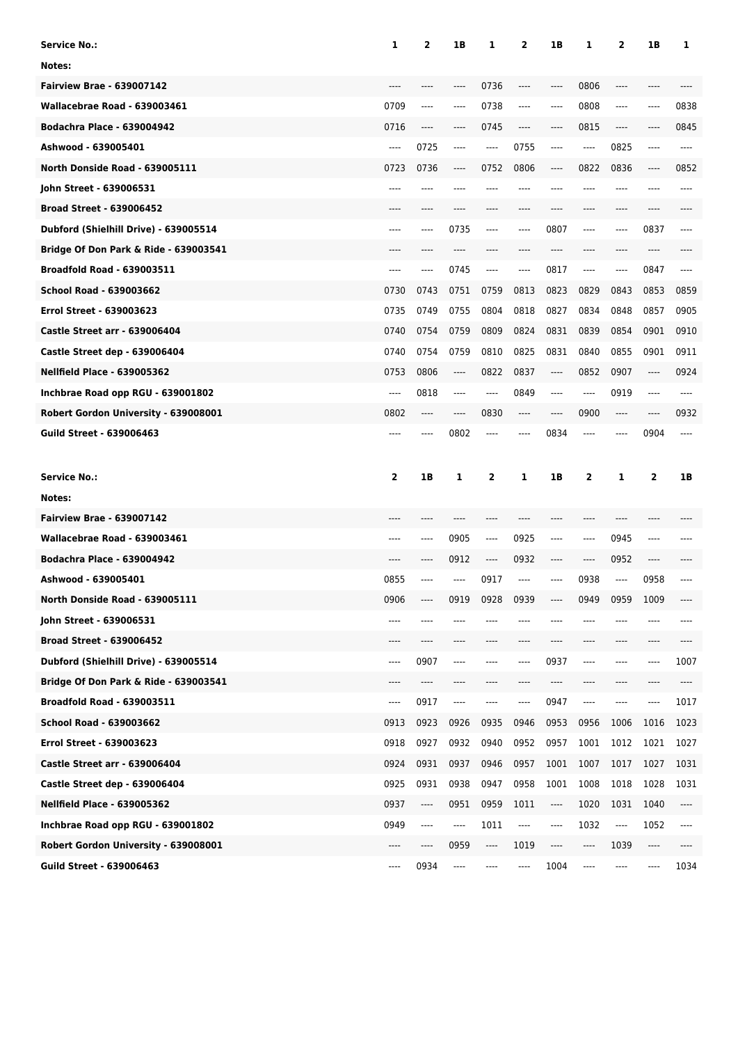| Service No.: | 1 | 2 | 1B | 1 | 2 | 1B | 1 | 2 | 1B | 1 |
|---|---|---|---|---|---|---|---|---|---|---|
| Notes: | | | | | | | | | | |
| Fairview Brae - 639007142 | ---- | ---- | ---- | 0736 | ---- | ---- | 0806 | ---- | ---- | ---- |
| Wallacebrae Road - 639003461 | 0709 | ---- | ---- | 0738 | ---- | ---- | 0808 | ---- | ---- | 0838 |
| Bodachra Place - 639004942 | 0716 | ---- | ---- | 0745 | ---- | ---- | 0815 | ---- | ---- | 0845 |
| Ashwood - 639005401 | ---- | 0725 | ---- | ---- | 0755 | ---- | ---- | 0825 | ---- | ---- |
| North Donside Road - 639005111 | 0723 | 0736 | ---- | 0752 | 0806 | ---- | 0822 | 0836 | ---- | 0852 |
| John Street - 639006531 | ---- | ---- | ---- | ---- | ---- | ---- | ---- | ---- | ---- | ---- |
| Broad Street - 639006452 | ---- | ---- | ---- | ---- | ---- | ---- | ---- | ---- | ---- | ---- |
| Dubford (Shielhill Drive) - 639005514 | ---- | ---- | 0735 | ---- | ---- | 0807 | ---- | ---- | 0837 | ---- |
| Bridge Of Don Park & Ride - 639003541 | ---- | ---- | ---- | ---- | ---- | ---- | ---- | ---- | ---- | ---- |
| Broadfold Road - 639003511 | ---- | ---- | 0745 | ---- | ---- | 0817 | ---- | ---- | 0847 | ---- |
| School Road - 639003662 | 0730 | 0743 | 0751 | 0759 | 0813 | 0823 | 0829 | 0843 | 0853 | 0859 |
| Errol Street - 639003623 | 0735 | 0749 | 0755 | 0804 | 0818 | 0827 | 0834 | 0848 | 0857 | 0905 |
| Castle Street arr - 639006404 | 0740 | 0754 | 0759 | 0809 | 0824 | 0831 | 0839 | 0854 | 0901 | 0910 |
| Castle Street dep - 639006404 | 0740 | 0754 | 0759 | 0810 | 0825 | 0831 | 0840 | 0855 | 0901 | 0911 |
| Nellfield Place - 639005362 | 0753 | 0806 | ---- | 0822 | 0837 | ---- | 0852 | 0907 | ---- | 0924 |
| Inchbrae Road opp RGU - 639001802 | ---- | 0818 | ---- | ---- | 0849 | ---- | ---- | 0919 | ---- | ---- |
| Robert Gordon University - 639008001 | 0802 | ---- | ---- | 0830 | ---- | ---- | 0900 | ---- | ---- | 0932 |
| Guild Street - 639006463 | ---- | ---- | 0802 | ---- | ---- | 0834 | ---- | ---- | 0904 | ---- |

| Service No.: | 2 | 1B | 1 | 2 | 1 | 1B | 2 | 1 | 2 | 1B |
|---|---|---|---|---|---|---|---|---|---|---|
| Notes: | | | | | | | | | | |
| Fairview Brae - 639007142 | ---- | ---- | ---- | ---- | ---- | ---- | ---- | ---- | ---- | ---- |
| Wallacebrae Road - 639003461 | ---- | ---- | 0905 | ---- | 0925 | ---- | ---- | 0945 | ---- | ---- |
| Bodachra Place - 639004942 | ---- | ---- | 0912 | ---- | 0932 | ---- | ---- | 0952 | ---- | ---- |
| Ashwood - 639005401 | 0855 | ---- | ---- | 0917 | ---- | ---- | 0938 | ---- | 0958 | ---- |
| North Donside Road - 639005111 | 0906 | ---- | 0919 | 0928 | 0939 | ---- | 0949 | 0959 | 1009 | ---- |
| John Street - 639006531 | ---- | ---- | ---- | ---- | ---- | ---- | ---- | ---- | ---- | ---- |
| Broad Street - 639006452 | ---- | ---- | ---- | ---- | ---- | ---- | ---- | ---- | ---- | ---- |
| Dubford (Shielhill Drive) - 639005514 | ---- | 0907 | ---- | ---- | ---- | 0937 | ---- | ---- | ---- | 1007 |
| Bridge Of Don Park & Ride - 639003541 | ---- | ---- | ---- | ---- | ---- | ---- | ---- | ---- | ---- | ---- |
| Broadfold Road - 639003511 | ---- | 0917 | ---- | ---- | ---- | 0947 | ---- | ---- | ---- | 1017 |
| School Road - 639003662 | 0913 | 0923 | 0926 | 0935 | 0946 | 0953 | 0956 | 1006 | 1016 | 1023 |
| Errol Street - 639003623 | 0918 | 0927 | 0932 | 0940 | 0952 | 0957 | 1001 | 1012 | 1021 | 1027 |
| Castle Street arr - 639006404 | 0924 | 0931 | 0937 | 0946 | 0957 | 1001 | 1007 | 1017 | 1027 | 1031 |
| Castle Street dep - 639006404 | 0925 | 0931 | 0938 | 0947 | 0958 | 1001 | 1008 | 1018 | 1028 | 1031 |
| Nellfield Place - 639005362 | 0937 | ---- | 0951 | 0959 | 1011 | ---- | 1020 | 1031 | 1040 | ---- |
| Inchbrae Road opp RGU - 639001802 | 0949 | ---- | ---- | 1011 | ---- | ---- | 1032 | ---- | 1052 | ---- |
| Robert Gordon University - 639008001 | ---- | ---- | 0959 | ---- | 1019 | ---- | ---- | 1039 | ---- | ---- |
| Guild Street - 639006463 | ---- | 0934 | ---- | ---- | ---- | 1004 | ---- | ---- | ---- | 1034 |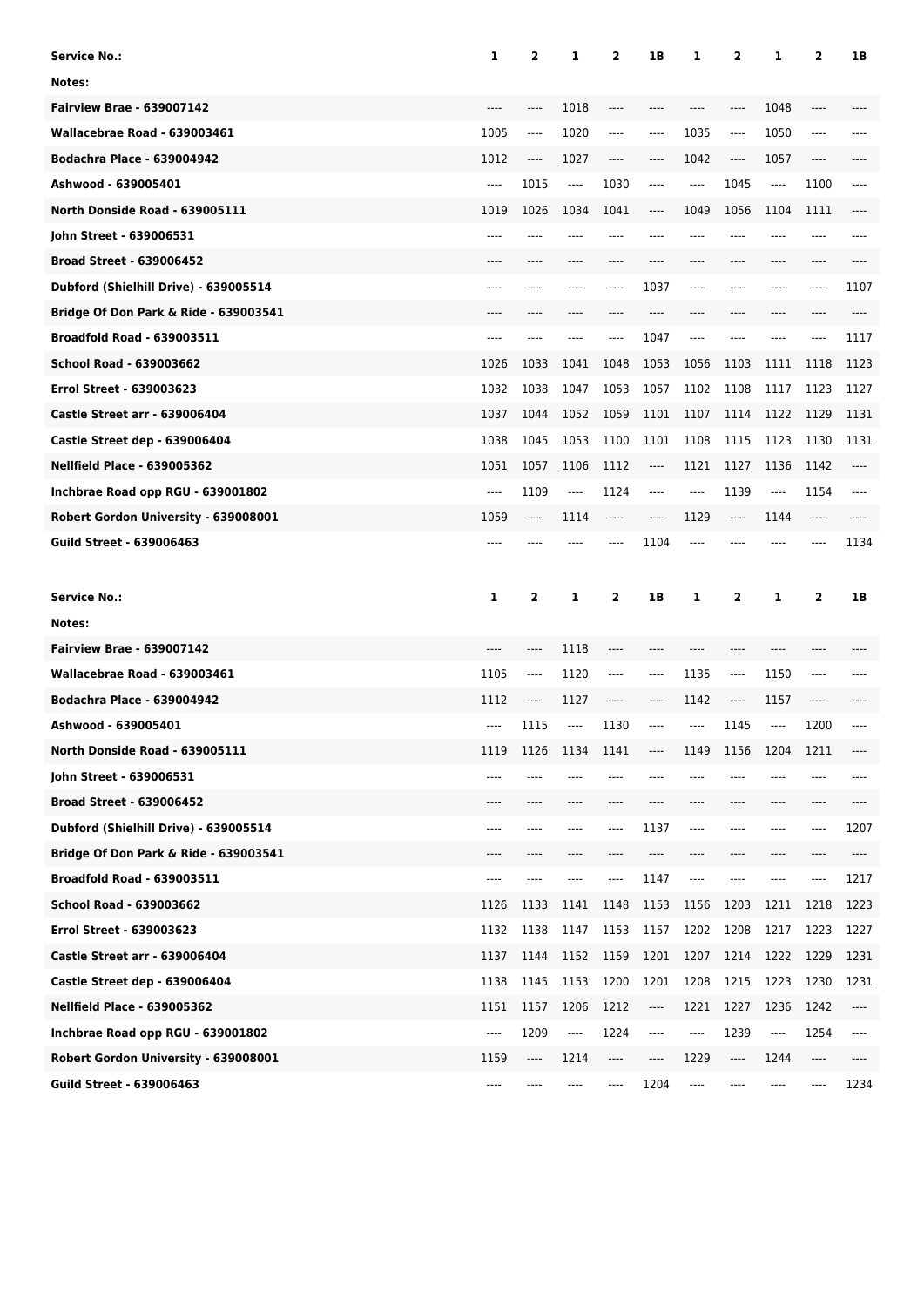| Service No.: | 1 | 2 | 1 | 2 | 1B | 1 | 2 | 1 | 2 | 1B |
|---|---|---|---|---|---|---|---|---|---|---|
| Notes: | | | | | | | | | | |
| Fairview Brae - 639007142 | ---- | ---- | 1018 | ---- | ---- | ---- | ---- | 1048 | ---- | ---- |
| Wallacebrae Road - 639003461 | 1005 | ---- | 1020 | ---- | ---- | 1035 | ---- | 1050 | ---- | ---- |
| Bodachra Place - 639004942 | 1012 | ---- | 1027 | ---- | ---- | 1042 | ---- | 1057 | ---- | ---- |
| Ashwood - 639005401 | ---- | 1015 | ---- | 1030 | ---- | ---- | 1045 | ---- | 1100 | ---- |
| North Donside Road - 639005111 | 1019 | 1026 | 1034 | 1041 | ---- | 1049 | 1056 | 1104 | 1111 | ---- |
| John Street - 639006531 | ---- | ---- | ---- | ---- | ---- | ---- | ---- | ---- | ---- | ---- |
| Broad Street - 639006452 | ---- | ---- | ---- | ---- | ---- | ---- | ---- | ---- | ---- | ---- |
| Dubford (Shielhill Drive) - 639005514 | ---- | ---- | ---- | ---- | 1037 | ---- | ---- | ---- | ---- | 1107 |
| Bridge Of Don Park & Ride - 639003541 | ---- | ---- | ---- | ---- | ---- | ---- | ---- | ---- | ---- | ---- |
| Broadfold Road - 639003511 | ---- | ---- | ---- | ---- | 1047 | ---- | ---- | ---- | ---- | 1117 |
| School Road - 639003662 | 1026 | 1033 | 1041 | 1048 | 1053 | 1056 | 1103 | 1111 | 1118 | 1123 |
| Errol Street - 639003623 | 1032 | 1038 | 1047 | 1053 | 1057 | 1102 | 1108 | 1117 | 1123 | 1127 |
| Castle Street arr - 639006404 | 1037 | 1044 | 1052 | 1059 | 1101 | 1107 | 1114 | 1122 | 1129 | 1131 |
| Castle Street dep - 639006404 | 1038 | 1045 | 1053 | 1100 | 1101 | 1108 | 1115 | 1123 | 1130 | 1131 |
| Nellfield Place - 639005362 | 1051 | 1057 | 1106 | 1112 | ---- | 1121 | 1127 | 1136 | 1142 | ---- |
| Inchbrae Road opp RGU - 639001802 | ---- | 1109 | ---- | 1124 | ---- | ---- | 1139 | ---- | 1154 | ---- |
| Robert Gordon University - 639008001 | 1059 | ---- | 1114 | ---- | ---- | 1129 | ---- | 1144 | ---- | ---- |
| Guild Street - 639006463 | ---- | ---- | ---- | ---- | 1104 | ---- | ---- | ---- | ---- | 1134 |

| Service No.: | 1 | 2 | 1 | 2 | 1B | 1 | 2 | 1 | 2 | 1B |
|---|---|---|---|---|---|---|---|---|---|---|
| Notes: | | | | | | | | | | |
| Fairview Brae - 639007142 | ---- | ---- | 1118 | ---- | ---- | ---- | ---- | ---- | ---- | ---- |
| Wallacebrae Road - 639003461 | 1105 | ---- | 1120 | ---- | ---- | 1135 | ---- | 1150 | ---- | ---- |
| Bodachra Place - 639004942 | 1112 | ---- | 1127 | ---- | ---- | 1142 | ---- | 1157 | ---- | ---- |
| Ashwood - 639005401 | ---- | 1115 | ---- | 1130 | ---- | ---- | 1145 | ---- | 1200 | ---- |
| North Donside Road - 639005111 | 1119 | 1126 | 1134 | 1141 | ---- | 1149 | 1156 | 1204 | 1211 | ---- |
| John Street - 639006531 | ---- | ---- | ---- | ---- | ---- | ---- | ---- | ---- | ---- | ---- |
| Broad Street - 639006452 | ---- | ---- | ---- | ---- | ---- | ---- | ---- | ---- | ---- | ---- |
| Dubford (Shielhill Drive) - 639005514 | ---- | ---- | ---- | ---- | 1137 | ---- | ---- | ---- | ---- | 1207 |
| Bridge Of Don Park & Ride - 639003541 | ---- | ---- | ---- | ---- | ---- | ---- | ---- | ---- | ---- | ---- |
| Broadfold Road - 639003511 | ---- | ---- | ---- | ---- | 1147 | ---- | ---- | ---- | ---- | 1217 |
| School Road - 639003662 | 1126 | 1133 | 1141 | 1148 | 1153 | 1156 | 1203 | 1211 | 1218 | 1223 |
| Errol Street - 639003623 | 1132 | 1138 | 1147 | 1153 | 1157 | 1202 | 1208 | 1217 | 1223 | 1227 |
| Castle Street arr - 639006404 | 1137 | 1144 | 1152 | 1159 | 1201 | 1207 | 1214 | 1222 | 1229 | 1231 |
| Castle Street dep - 639006404 | 1138 | 1145 | 1153 | 1200 | 1201 | 1208 | 1215 | 1223 | 1230 | 1231 |
| Nellfield Place - 639005362 | 1151 | 1157 | 1206 | 1212 | ---- | 1221 | 1227 | 1236 | 1242 | ---- |
| Inchbrae Road opp RGU - 639001802 | ---- | 1209 | ---- | 1224 | ---- | ---- | 1239 | ---- | 1254 | ---- |
| Robert Gordon University - 639008001 | 1159 | ---- | 1214 | ---- | ---- | 1229 | ---- | 1244 | ---- | ---- |
| Guild Street - 639006463 | ---- | ---- | ---- | ---- | 1204 | ---- | ---- | ---- | ---- | 1234 |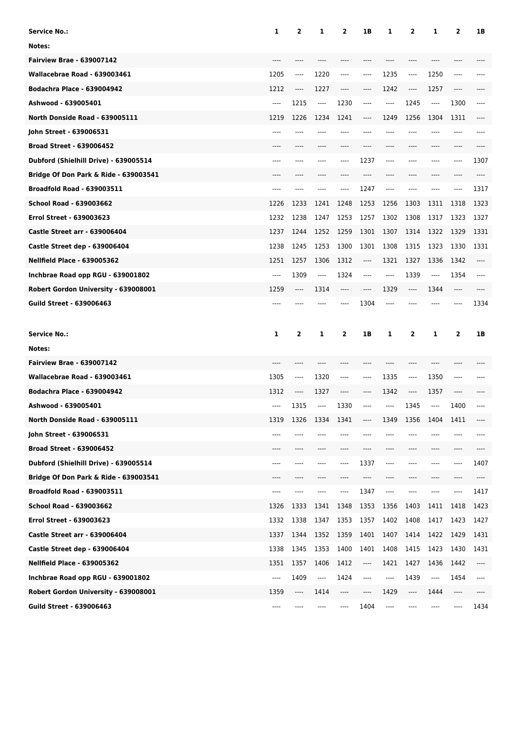| Service No.: | 1 | 2 | 1 | 2 | 1B | 1 | 2 | 1 | 2 | 1B |
|---|---|---|---|---|---|---|---|---|---|---|
| Notes: | | | | | | | | | | |
| Fairview Brae - 639007142 | ---- | ---- | ---- | ---- | ---- | ---- | ---- | ---- | ---- | ---- |
| Wallacebrae Road - 639003461 | 1205 | ---- | 1220 | ---- | ---- | 1235 | ---- | 1250 | ---- | ---- |
| Bodachra Place - 639004942 | 1212 | ---- | 1227 | ---- | ---- | 1242 | ---- | 1257 | ---- | ---- |
| Ashwood - 639005401 | ---- | 1215 | ---- | 1230 | ---- | ---- | 1245 | ---- | 1300 | ---- |
| North Donside Road - 639005111 | 1219 | 1226 | 1234 | 1241 | ---- | 1249 | 1256 | 1304 | 1311 | ---- |
| John Street - 639006531 | ---- | ---- | ---- | ---- | ---- | ---- | ---- | ---- | ---- | ---- |
| Broad Street - 639006452 | ---- | ---- | ---- | ---- | ---- | ---- | ---- | ---- | ---- | ---- |
| Dubford (Shielhill Drive) - 639005514 | ---- | ---- | ---- | ---- | 1237 | ---- | ---- | ---- | ---- | 1307 |
| Bridge Of Don Park & Ride - 639003541 | ---- | ---- | ---- | ---- | ---- | ---- | ---- | ---- | ---- | ---- |
| Broadfold Road - 639003511 | ---- | ---- | ---- | ---- | 1247 | ---- | ---- | ---- | ---- | 1317 |
| School Road - 639003662 | 1226 | 1233 | 1241 | 1248 | 1253 | 1256 | 1303 | 1311 | 1318 | 1323 |
| Errol Street - 639003623 | 1232 | 1238 | 1247 | 1253 | 1257 | 1302 | 1308 | 1317 | 1323 | 1327 |
| Castle Street arr - 639006404 | 1237 | 1244 | 1252 | 1259 | 1301 | 1307 | 1314 | 1322 | 1329 | 1331 |
| Castle Street dep - 639006404 | 1238 | 1245 | 1253 | 1300 | 1301 | 1308 | 1315 | 1323 | 1330 | 1331 |
| Nellfield Place - 639005362 | 1251 | 1257 | 1306 | 1312 | ---- | 1321 | 1327 | 1336 | 1342 | ---- |
| Inchbrae Road opp RGU - 639001802 | ---- | 1309 | ---- | 1324 | ---- | ---- | 1339 | ---- | 1354 | ---- |
| Robert Gordon University - 639008001 | 1259 | ---- | 1314 | ---- | ---- | 1329 | ---- | 1344 | ---- | ---- |
| Guild Street - 639006463 | ---- | ---- | ---- | ---- | 1304 | ---- | ---- | ---- | ---- | 1334 |

| Service No.: | 1 | 2 | 1 | 2 | 1B | 1 | 2 | 1 | 2 | 1B |
|---|---|---|---|---|---|---|---|---|---|---|
| Notes: | | | | | | | | | | |
| Fairview Brae - 639007142 | ---- | ---- | ---- | ---- | ---- | ---- | ---- | ---- | ---- | ---- |
| Wallacebrae Road - 639003461 | 1305 | ---- | 1320 | ---- | ---- | 1335 | ---- | 1350 | ---- | ---- |
| Bodachra Place - 639004942 | 1312 | ---- | 1327 | ---- | ---- | 1342 | ---- | 1357 | ---- | ---- |
| Ashwood - 639005401 | ---- | 1315 | ---- | 1330 | ---- | ---- | 1345 | ---- | 1400 | ---- |
| North Donside Road - 639005111 | 1319 | 1326 | 1334 | 1341 | ---- | 1349 | 1356 | 1404 | 1411 | ---- |
| John Street - 639006531 | ---- | ---- | ---- | ---- | ---- | ---- | ---- | ---- | ---- | ---- |
| Broad Street - 639006452 | ---- | ---- | ---- | ---- | ---- | ---- | ---- | ---- | ---- | ---- |
| Dubford (Shielhill Drive) - 639005514 | ---- | ---- | ---- | ---- | 1337 | ---- | ---- | ---- | ---- | 1407 |
| Bridge Of Don Park & Ride - 639003541 | ---- | ---- | ---- | ---- | ---- | ---- | ---- | ---- | ---- | ---- |
| Broadfold Road - 639003511 | ---- | ---- | ---- | ---- | 1347 | ---- | ---- | ---- | ---- | 1417 |
| School Road - 639003662 | 1326 | 1333 | 1341 | 1348 | 1353 | 1356 | 1403 | 1411 | 1418 | 1423 |
| Errol Street - 639003623 | 1332 | 1338 | 1347 | 1353 | 1357 | 1402 | 1408 | 1417 | 1423 | 1427 |
| Castle Street arr - 639006404 | 1337 | 1344 | 1352 | 1359 | 1401 | 1407 | 1414 | 1422 | 1429 | 1431 |
| Castle Street dep - 639006404 | 1338 | 1345 | 1353 | 1400 | 1401 | 1408 | 1415 | 1423 | 1430 | 1431 |
| Nellfield Place - 639005362 | 1351 | 1357 | 1406 | 1412 | ---- | 1421 | 1427 | 1436 | 1442 | ---- |
| Inchbrae Road opp RGU - 639001802 | ---- | 1409 | ---- | 1424 | ---- | ---- | 1439 | ---- | 1454 | ---- |
| Robert Gordon University - 639008001 | 1359 | ---- | 1414 | ---- | ---- | 1429 | ---- | 1444 | ---- | ---- |
| Guild Street - 639006463 | ---- | ---- | ---- | ---- | 1404 | ---- | ---- | ---- | ---- | 1434 |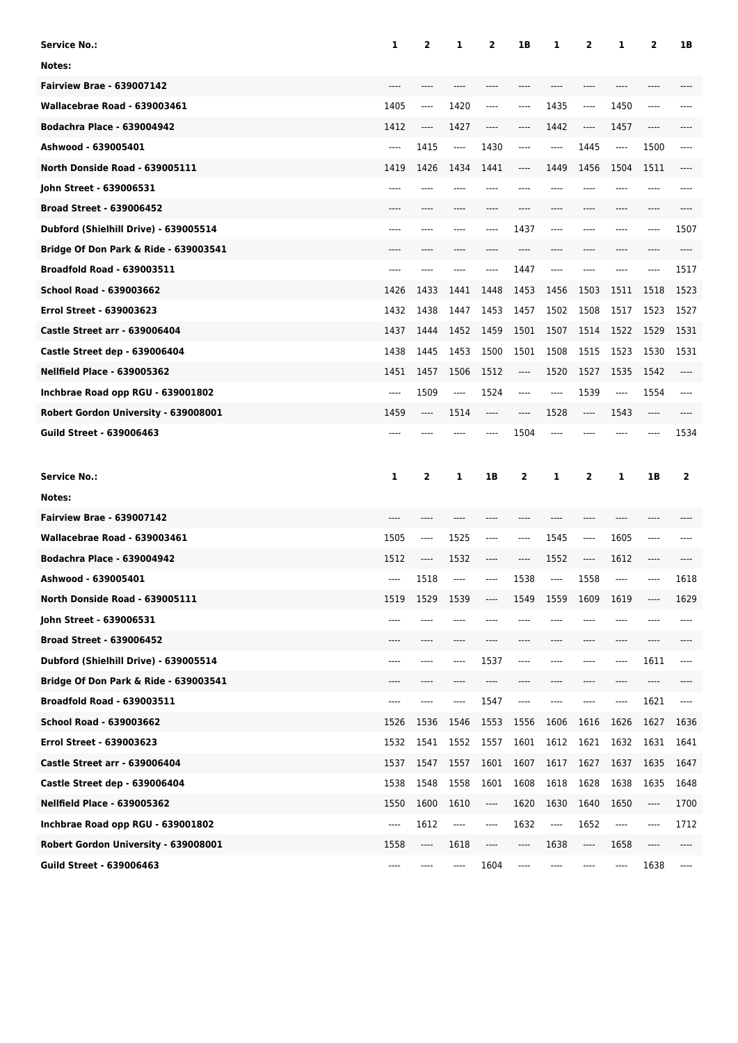| Service No.: | 1 | 2 | 1 | 2 | 1B | 1 | 2 | 1 | 2 | 1B |
|---|---|---|---|---|---|---|---|---|---|---|
| Notes: | | | | | | | | | | |
| Fairview Brae - 639007142 | ---- | ---- | ---- | ---- | ---- | ---- | ---- | ---- | ---- | ---- |
| Wallacebrae Road - 639003461 | 1405 | ---- | 1420 | ---- | ---- | 1435 | ---- | 1450 | ---- | ---- |
| Bodachra Place - 639004942 | 1412 | ---- | 1427 | ---- | ---- | 1442 | ---- | 1457 | ---- | ---- |
| Ashwood - 639005401 | ---- | 1415 | ---- | 1430 | ---- | ---- | 1445 | ---- | 1500 | ---- |
| North Donside Road - 639005111 | 1419 | 1426 | 1434 | 1441 | ---- | 1449 | 1456 | 1504 | 1511 | ---- |
| John Street - 639006531 | ---- | ---- | ---- | ---- | ---- | ---- | ---- | ---- | ---- | ---- |
| Broad Street - 639006452 | ---- | ---- | ---- | ---- | ---- | ---- | ---- | ---- | ---- | ---- |
| Dubford (Shielhill Drive) - 639005514 | ---- | ---- | ---- | ---- | 1437 | ---- | ---- | ---- | ---- | 1507 |
| Bridge Of Don Park & Ride - 639003541 | ---- | ---- | ---- | ---- | ---- | ---- | ---- | ---- | ---- | ---- |
| Broadfold Road - 639003511 | ---- | ---- | ---- | ---- | 1447 | ---- | ---- | ---- | ---- | 1517 |
| School Road - 639003662 | 1426 | 1433 | 1441 | 1448 | 1453 | 1456 | 1503 | 1511 | 1518 | 1523 |
| Errol Street - 639003623 | 1432 | 1438 | 1447 | 1453 | 1457 | 1502 | 1508 | 1517 | 1523 | 1527 |
| Castle Street arr - 639006404 | 1437 | 1444 | 1452 | 1459 | 1501 | 1507 | 1514 | 1522 | 1529 | 1531 |
| Castle Street dep - 639006404 | 1438 | 1445 | 1453 | 1500 | 1501 | 1508 | 1515 | 1523 | 1530 | 1531 |
| Nellfield Place - 639005362 | 1451 | 1457 | 1506 | 1512 | ---- | 1520 | 1527 | 1535 | 1542 | ---- |
| Inchbrae Road opp RGU - 639001802 | ---- | 1509 | ---- | 1524 | ---- | ---- | 1539 | ---- | 1554 | ---- |
| Robert Gordon University - 639008001 | 1459 | ---- | 1514 | ---- | ---- | 1528 | ---- | 1543 | ---- | ---- |
| Guild Street - 639006463 | ---- | ---- | ---- | ---- | 1504 | ---- | ---- | ---- | ---- | 1534 |

| Service No.: | 1 | 2 | 1 | 1B | 2 | 1 | 2 | 1 | 1B | 2 |
|---|---|---|---|---|---|---|---|---|---|---|
| Notes: | | | | | | | | | | |
| Fairview Brae - 639007142 | ---- | ---- | ---- | ---- | ---- | ---- | ---- | ---- | ---- | ---- |
| Wallacebrae Road - 639003461 | 1505 | ---- | 1525 | ---- | ---- | 1545 | ---- | 1605 | ---- | ---- |
| Bodachra Place - 639004942 | 1512 | ---- | 1532 | ---- | ---- | 1552 | ---- | 1612 | ---- | ---- |
| Ashwood - 639005401 | ---- | 1518 | ---- | ---- | 1538 | ---- | 1558 | ---- | ---- | 1618 |
| North Donside Road - 639005111 | 1519 | 1529 | 1539 | ---- | 1549 | 1559 | 1609 | 1619 | ---- | 1629 |
| John Street - 639006531 | ---- | ---- | ---- | ---- | ---- | ---- | ---- | ---- | ---- | ---- |
| Broad Street - 639006452 | ---- | ---- | ---- | ---- | ---- | ---- | ---- | ---- | ---- | ---- |
| Dubford (Shielhill Drive) - 639005514 | ---- | ---- | ---- | 1537 | ---- | ---- | ---- | ---- | 1611 | ---- |
| Bridge Of Don Park & Ride - 639003541 | ---- | ---- | ---- | ---- | ---- | ---- | ---- | ---- | ---- | ---- |
| Broadfold Road - 639003511 | ---- | ---- | ---- | 1547 | ---- | ---- | ---- | ---- | 1621 | ---- |
| School Road - 639003662 | 1526 | 1536 | 1546 | 1553 | 1556 | 1606 | 1616 | 1626 | 1627 | 1636 |
| Errol Street - 639003623 | 1532 | 1541 | 1552 | 1557 | 1601 | 1612 | 1621 | 1632 | 1631 | 1641 |
| Castle Street arr - 639006404 | 1537 | 1547 | 1557 | 1601 | 1607 | 1617 | 1627 | 1637 | 1635 | 1647 |
| Castle Street dep - 639006404 | 1538 | 1548 | 1558 | 1601 | 1608 | 1618 | 1628 | 1638 | 1635 | 1648 |
| Nellfield Place - 639005362 | 1550 | 1600 | 1610 | ---- | 1620 | 1630 | 1640 | 1650 | ---- | 1700 |
| Inchbrae Road opp RGU - 639001802 | ---- | 1612 | ---- | ---- | 1632 | ---- | 1652 | ---- | ---- | 1712 |
| Robert Gordon University - 639008001 | 1558 | ---- | 1618 | ---- | ---- | 1638 | ---- | 1658 | ---- | ---- |
| Guild Street - 639006463 | ---- | ---- | ---- | 1604 | ---- | ---- | ---- | ---- | 1638 | ---- |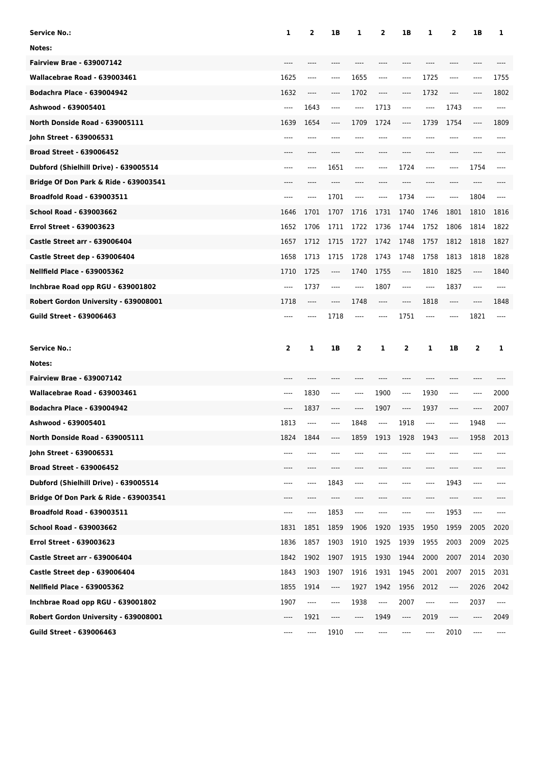| Service No.: | 1 | 2 | 1B | 1 | 2 | 1B | 1 | 2 | 1B | 1 |
|---|---|---|---|---|---|---|---|---|---|---|
| Notes: | | | | | | | | | | |
| Fairview Brae - 639007142 | ---- | ---- | ---- | ---- | ---- | ---- | ---- | ---- | ---- | ---- |
| Wallacebrae Road - 639003461 | 1625 | ---- | ---- | 1655 | ---- | ---- | 1725 | ---- | ---- | 1755 |
| Bodachra Place - 639004942 | 1632 | ---- | ---- | 1702 | ---- | ---- | 1732 | ---- | ---- | 1802 |
| Ashwood - 639005401 | ---- | 1643 | ---- | ---- | 1713 | ---- | ---- | 1743 | ---- | ---- |
| North Donside Road - 639005111 | 1639 | 1654 | ---- | 1709 | 1724 | ---- | 1739 | 1754 | ---- | 1809 |
| John Street - 639006531 | ---- | ---- | ---- | ---- | ---- | ---- | ---- | ---- | ---- | ---- |
| Broad Street - 639006452 | ---- | ---- | ---- | ---- | ---- | ---- | ---- | ---- | ---- | ---- |
| Dubford (Shielhill Drive) - 639005514 | ---- | ---- | 1651 | ---- | ---- | 1724 | ---- | ---- | 1754 | ---- |
| Bridge Of Don Park & Ride - 639003541 | ---- | ---- | ---- | ---- | ---- | ---- | ---- | ---- | ---- | ---- |
| Broadfold Road - 639003511 | ---- | ---- | 1701 | ---- | ---- | 1734 | ---- | ---- | 1804 | ---- |
| School Road - 639003662 | 1646 | 1701 | 1707 | 1716 | 1731 | 1740 | 1746 | 1801 | 1810 | 1816 |
| Errol Street - 639003623 | 1652 | 1706 | 1711 | 1722 | 1736 | 1744 | 1752 | 1806 | 1814 | 1822 |
| Castle Street arr - 639006404 | 1657 | 1712 | 1715 | 1727 | 1742 | 1748 | 1757 | 1812 | 1818 | 1827 |
| Castle Street dep - 639006404 | 1658 | 1713 | 1715 | 1728 | 1743 | 1748 | 1758 | 1813 | 1818 | 1828 |
| Nellfield Place - 639005362 | 1710 | 1725 | ---- | 1740 | 1755 | ---- | 1810 | 1825 | ---- | 1840 |
| Inchbrae Road opp RGU - 639001802 | ---- | 1737 | ---- | ---- | 1807 | ---- | ---- | 1837 | ---- | ---- |
| Robert Gordon University - 639008001 | 1718 | ---- | ---- | 1748 | ---- | ---- | 1818 | ---- | ---- | 1848 |
| Guild Street - 639006463 | ---- | ---- | 1718 | ---- | ---- | 1751 | ---- | ---- | 1821 | ---- |

| Service No.: | 2 | 1 | 1B | 2 | 1 | 2 | 1 | 1B | 2 | 1 |
|---|---|---|---|---|---|---|---|---|---|---|
| Notes: | | | | | | | | | | |
| Fairview Brae - 639007142 | ---- | ---- | ---- | ---- | ---- | ---- | ---- | ---- | ---- | ---- |
| Wallacebrae Road - 639003461 | ---- | 1830 | ---- | ---- | 1900 | ---- | 1930 | ---- | ---- | 2000 |
| Bodachra Place - 639004942 | ---- | 1837 | ---- | ---- | 1907 | ---- | 1937 | ---- | ---- | 2007 |
| Ashwood - 639005401 | 1813 | ---- | ---- | 1848 | ---- | 1918 | ---- | ---- | 1948 | ---- |
| North Donside Road - 639005111 | 1824 | 1844 | ---- | 1859 | 1913 | 1928 | 1943 | ---- | 1958 | 2013 |
| John Street - 639006531 | ---- | ---- | ---- | ---- | ---- | ---- | ---- | ---- | ---- | ---- |
| Broad Street - 639006452 | ---- | ---- | ---- | ---- | ---- | ---- | ---- | ---- | ---- | ---- |
| Dubford (Shielhill Drive) - 639005514 | ---- | ---- | 1843 | ---- | ---- | ---- | ---- | 1943 | ---- | ---- |
| Bridge Of Don Park & Ride - 639003541 | ---- | ---- | ---- | ---- | ---- | ---- | ---- | ---- | ---- | ---- |
| Broadfold Road - 639003511 | ---- | ---- | 1853 | ---- | ---- | ---- | ---- | 1953 | ---- | ---- |
| School Road - 639003662 | 1831 | 1851 | 1859 | 1906 | 1920 | 1935 | 1950 | 1959 | 2005 | 2020 |
| Errol Street - 639003623 | 1836 | 1857 | 1903 | 1910 | 1925 | 1939 | 1955 | 2003 | 2009 | 2025 |
| Castle Street arr - 639006404 | 1842 | 1902 | 1907 | 1915 | 1930 | 1944 | 2000 | 2007 | 2014 | 2030 |
| Castle Street dep - 639006404 | 1843 | 1903 | 1907 | 1916 | 1931 | 1945 | 2001 | 2007 | 2015 | 2031 |
| Nellfield Place - 639005362 | 1855 | 1914 | ---- | 1927 | 1942 | 1956 | 2012 | ---- | 2026 | 2042 |
| Inchbrae Road opp RGU - 639001802 | 1907 | ---- | ---- | 1938 | ---- | 2007 | ---- | ---- | 2037 | ---- |
| Robert Gordon University - 639008001 | ---- | 1921 | ---- | ---- | 1949 | ---- | 2019 | ---- | ---- | 2049 |
| Guild Street - 639006463 | ---- | ---- | 1910 | ---- | ---- | ---- | ---- | 2010 | ---- | ---- |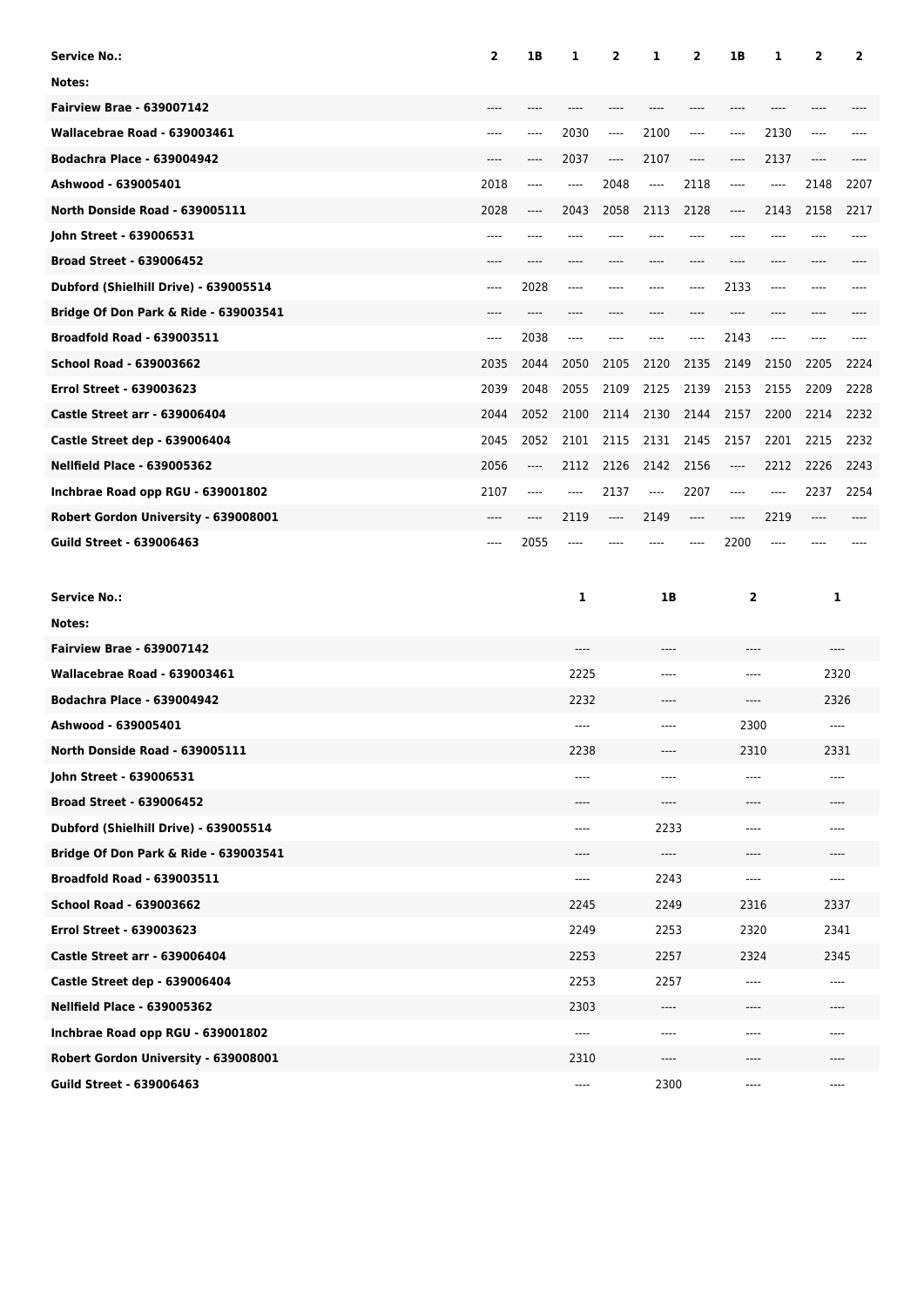| Service No.: | 2 | 1B | 1 | 2 | 1 | 2 | 1B | 1 | 2 | 2 |
|---|---|---|---|---|---|---|---|---|---|---|
| Notes: | | | | | | | | | | |
| Fairview Brae - 639007142 | ---- | ---- | ---- | ---- | ---- | ---- | ---- | ---- | ---- | ---- |
| Wallacebrae Road - 639003461 | ---- | ---- | 2030 | ---- | 2100 | ---- | ---- | 2130 | ---- | ---- |
| Bodachra Place - 639004942 | ---- | ---- | 2037 | ---- | 2107 | ---- | ---- | 2137 | ---- | ---- |
| Ashwood - 639005401 | 2018 | ---- | ---- | 2048 | ---- | 2118 | ---- | ---- | 2148 | 2207 |
| North Donside Road - 639005111 | 2028 | ---- | 2043 | 2058 | 2113 | 2128 | ---- | 2143 | 2158 | 2217 |
| John Street - 639006531 | ---- | ---- | ---- | ---- | ---- | ---- | ---- | ---- | ---- | ---- |
| Broad Street - 639006452 | ---- | ---- | ---- | ---- | ---- | ---- | ---- | ---- | ---- | ---- |
| Dubford (Shielhill Drive) - 639005514 | ---- | 2028 | ---- | ---- | ---- | ---- | 2133 | ---- | ---- | ---- |
| Bridge Of Don Park & Ride - 639003541 | ---- | ---- | ---- | ---- | ---- | ---- | ---- | ---- | ---- | ---- |
| Broadfold Road - 639003511 | ---- | 2038 | ---- | ---- | ---- | ---- | 2143 | ---- | ---- | ---- |
| School Road - 639003662 | 2035 | 2044 | 2050 | 2105 | 2120 | 2135 | 2149 | 2150 | 2205 | 2224 |
| Errol Street - 639003623 | 2039 | 2048 | 2055 | 2109 | 2125 | 2139 | 2153 | 2155 | 2209 | 2228 |
| Castle Street arr - 639006404 | 2044 | 2052 | 2100 | 2114 | 2130 | 2144 | 2157 | 2200 | 2214 | 2232 |
| Castle Street dep - 639006404 | 2045 | 2052 | 2101 | 2115 | 2131 | 2145 | 2157 | 2201 | 2215 | 2232 |
| Nellfield Place - 639005362 | 2056 | ---- | 2112 | 2126 | 2142 | 2156 | ---- | 2212 | 2226 | 2243 |
| Inchbrae Road opp RGU - 639001802 | 2107 | ---- | ---- | 2137 | ---- | 2207 | ---- | ---- | 2237 | 2254 |
| Robert Gordon University - 639008001 | ---- | ---- | 2119 | ---- | 2149 | ---- | ---- | 2219 | ---- | ---- |
| Guild Street - 639006463 | ---- | 2055 | ---- | ---- | ---- | ---- | 2200 | ---- | ---- | ---- |

| Service No.: | 1 | 1B | 2 | 1 |
|---|---|---|---|---|
| Notes: | | | | |
| Fairview Brae - 639007142 | ---- | ---- | ---- | ---- |
| Wallacebrae Road - 639003461 | 2225 | ---- | ---- | 2320 |
| Bodachra Place - 639004942 | 2232 | ---- | ---- | 2326 |
| Ashwood - 639005401 | ---- | ---- | 2300 | ---- |
| North Donside Road - 639005111 | 2238 | ---- | 2310 | 2331 |
| John Street - 639006531 | ---- | ---- | ---- | ---- |
| Broad Street - 639006452 | ---- | ---- | ---- | ---- |
| Dubford (Shielhill Drive) - 639005514 | ---- | 2233 | ---- | ---- |
| Bridge Of Don Park & Ride - 639003541 | ---- | ---- | ---- | ---- |
| Broadfold Road - 639003511 | ---- | 2243 | ---- | ---- |
| School Road - 639003662 | 2245 | 2249 | 2316 | 2337 |
| Errol Street - 639003623 | 2249 | 2253 | 2320 | 2341 |
| Castle Street arr - 639006404 | 2253 | 2257 | 2324 | 2345 |
| Castle Street dep - 639006404 | 2253 | 2257 | ---- | ---- |
| Nellfield Place - 639005362 | 2303 | ---- | ---- | ---- |
| Inchbrae Road opp RGU - 639001802 | ---- | ---- | ---- | ---- |
| Robert Gordon University - 639008001 | 2310 | ---- | ---- | ---- |
| Guild Street - 639006463 | ---- | 2300 | ---- | ---- |